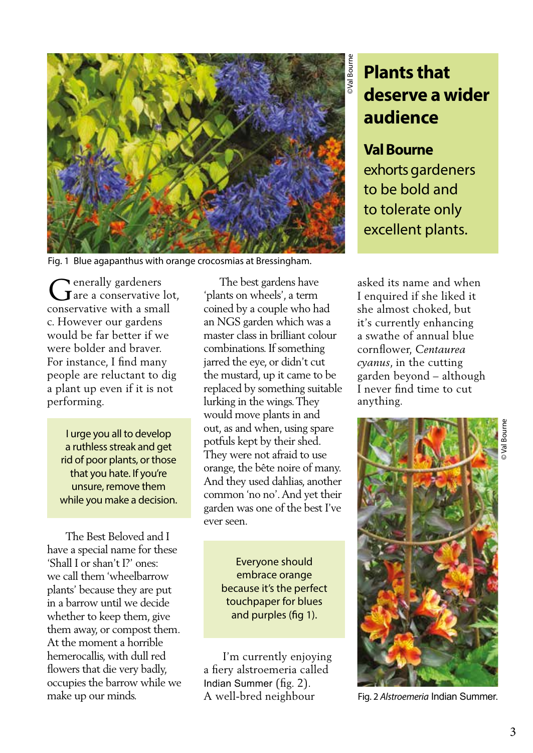# Plants that deserve a wider audience

**Val Bourne** exhorts gardeners to be bold and to tolerate only excellent plants.

Fig. 1 Blue agapanthus with orange crocosmias at Bressingham.

Generally gardeners are a conservative lot, conservative with a small c. However our gardens would be far better if we were bolder and braver. For instance, I find many people are reluctant to dig a plant up even if it is not performing.

> I urge you all to develop a ruthless streak and get rid of poor plants, or those that you hate. If you're unsure, remove them while you make a decision.

The Best Beloved and I have a special name for these 'Shall I or shan't I?' ones: we call them 'wheelbarrow plants' because they are put in a barrow until we decide whether to keep them, give them away, or compost them. At the moment a horrible hemerocallis, with dull red flowers that die very badly, occupies the barrow while we make up our minds.

The best gardens have 'plants on wheels', a term coined by a couple who had an NGS garden which was a master class in brilliant colour combinations. If something jarred the eye, or didn't cut the mustard, up it came to be replaced by something suitable lurking in the wings. They would move plants in and out, as and when, using spare potfuls kept by their shed. They were not afraid to use orange, the bête noire of many. And they used dahlias, another common 'no no'. And yet their garden was one of the best I've ever seen.

> Everyone should embrace orange because it's the perfect touchpaper for blues and purples (fig 1).

I'm currently enjoying a fiery alstroemeria called Indian Summer (fig. 2). A well-bred neighbour asked its name and when I enquired if she liked it she almost choked, but it's currently enhancing a swathe of annual blue cornflower, *Centaurea cyanus*, in the cutting garden beyond – although I never find time to cut anything.

Fig. 2 *Alstroemeria* Indian Summer.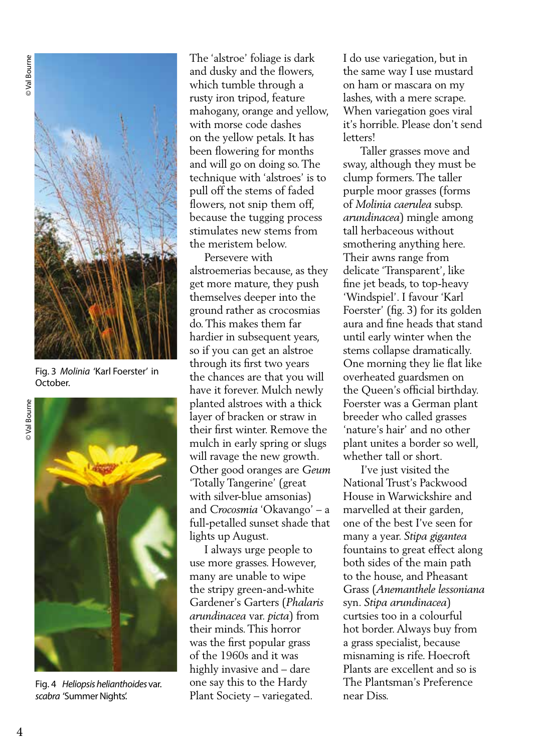Fig. 3 *Molinia* 'Karl Foerster' in October.

Fig. 4 *Heliopsis helianthoides* var. *scabra* 'Summer Nights'.

The 'alstroe' foliage is dark and dusky and the flowers, which tumble through a rusty iron tripod, feature mahogany, orange and yellow, with morse code dashes on the yellow petals. It has been flowering for months and will go on doing so. The technique with 'alstroes' is to pull off the stems of faded flowers, not snip them off, because the tugging process stimulates new stems from the meristem below.

Persevere with alstroemerias because, as they get more mature, they push themselves deeper into the ground rather as crocosmias do. This makes them far hardier in subsequent years, so if you can get an alstroe through its first two years the chances are that you will have it forever. Mulch newly planted alstroes with a thick layer of bracken or straw in their first winter. Remove the mulch in early spring or slugs will ravage the new growth. Other good oranges are *Geum* 'Totally Tangerine' (great with silver-blue amsonias) and *Crocosmia* 'Okavango' – a full-petalled sunset shade that lights up August.

I always urge people to use more grasses. However, many are unable to wipe the stripy green-and-white Gardener's Garters (*Phalaris arundinacea* var. *picta*) from their minds. This horror was the first popular grass of the 1960s and it was highly invasive and – dare one say this to the Hardy Plant Society – variegated. I do use variegation, but in the same way I use mustard on ham or mascara on my lashes, with a mere scrape. When variegation goes viral it's horrible. Please don't send letters!

Taller grasses move and sway, although they must be clump formers. The taller purple moor grasses (forms of *Molinia caerulea* subsp. *arundinacea*) mingle among tall herbaceous without smothering anything here. Their awns range from delicate 'Transparent', like fine jet beads, to top-heavy 'Windspiel'. I favour 'Karl Foerster' (fig. 3) for its golden aura and fine heads that stand until early winter when the stems collapse dramatically. One morning they lie flat like overheated guardsmen on the Queen's official birthday. Foerster was a German plant breeder who called grasses 'nature's hair' and no other plant unites a border so well, whether tall or short.

I've just visited the National Trust's Packwood House in Warwickshire and marvelled at their garden, one of the best I've seen for many a year. *Stipa gigantea* fountains to great effect along both sides of the main path to the house, and Pheasant Grass (*Anemanthele lessoniana* syn. *Stipa arundinacea*) curtsies too in a colourful hot border. Always buy from a grass specialist, because misnaming is rife. Hoecroft Plants are excellent and so is The Plantsman's Preference near Diss.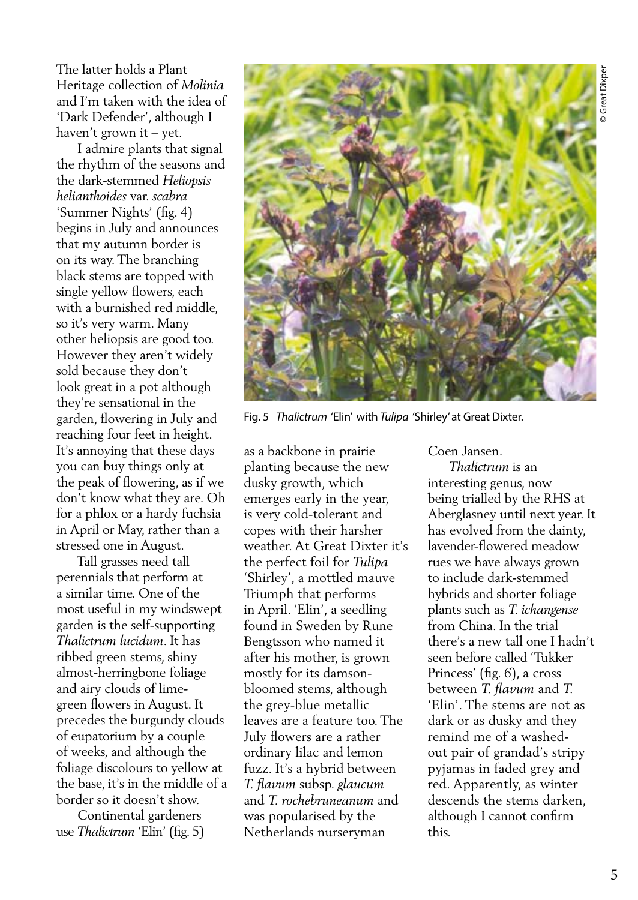The latter holds a Plant Heritage collection of *Molinia* and I'm taken with the idea of 'Dark Defender', although I haven't grown it – yet.

I admire plants that signal the rhythm of the seasons and the dark-stemmed *Heliopsis helianthoides* var. *scabra* 'Summer Nights' (fig. 4) begins in July and announces that my autumn border is on its way. The branching black stems are topped with single yellow flowers, each with a burnished red middle, so it's very warm. Many other heliopsis are good too. However they aren't widely sold because they don't look great in a pot although they're sensational in the garden, flowering in July and reaching four feet in height. It's annoying that these days you can buy things only at the peak of flowering, as if we don't know what they are. Oh for a phlox or a hardy fuchsia in April or May, rather than a stressed one in August.

Tall grasses need tall perennials that perform at a similar time. One of the most useful in my windswept garden is the self-supporting *Thalictrum lucidum*. It has ribbed green stems, shiny almost-herringbone foliage and airy clouds of lime-green flowers in August. It precedes the burgundy clouds of eupatorium by a couple of weeks, and although the foliage discolours to yellow at the base, it's in the middle of a border so it doesn't show.

Continental gardeners use *Thalictrum* 'Elin' (fig. 5) as a backbone in prairie planting because the new dusky growth, which emerges early in the year, is very cold-tolerant and copes with their harsher weather. At Great Dixter it's the perfect foil for *Tulipa* 'Shirley', a mottled mauve Triumph that performs in April. 'Elin', a seedling found in Sweden by Rune Bengtsson who named it after his mother, is grown mostly for its damson-bloomed stems, although the grey-blue metallic leaves are a feature too. The July flowers are a rather ordinary lilac and lemon fuzz. It's a hybrid between *T. flavum* subsp. *glaucum* and *T. rochebruneanum* and was popularised by the Netherlands nurseryman Coen Jansen.

Fig. 5 *Thalictrum* 'Elin' with *Tulipa* 'Shirley' at Great Dixter.

© Great Dixper

*Thalictrum* is an interesting genus, now being trialled by the RHS at Aberglasney until next year. It has evolved from the dainty, lavender-flowered meadow rues we have always grown to include dark-stemmed hybrids and shorter foliage plants such as *T. ichangense* from China. In the trial there's a new tall one I hadn't seen before called 'Tukker Princess' (fig. 6), a cross between *T. flavum* and *T.* 'Elin'. The stems are not as dark or as dusky and they remind me of a washed-out pair of grandad's stripy pyjamas in faded grey and red. Apparently, as winter descends the stems darken, although I cannot confirm this.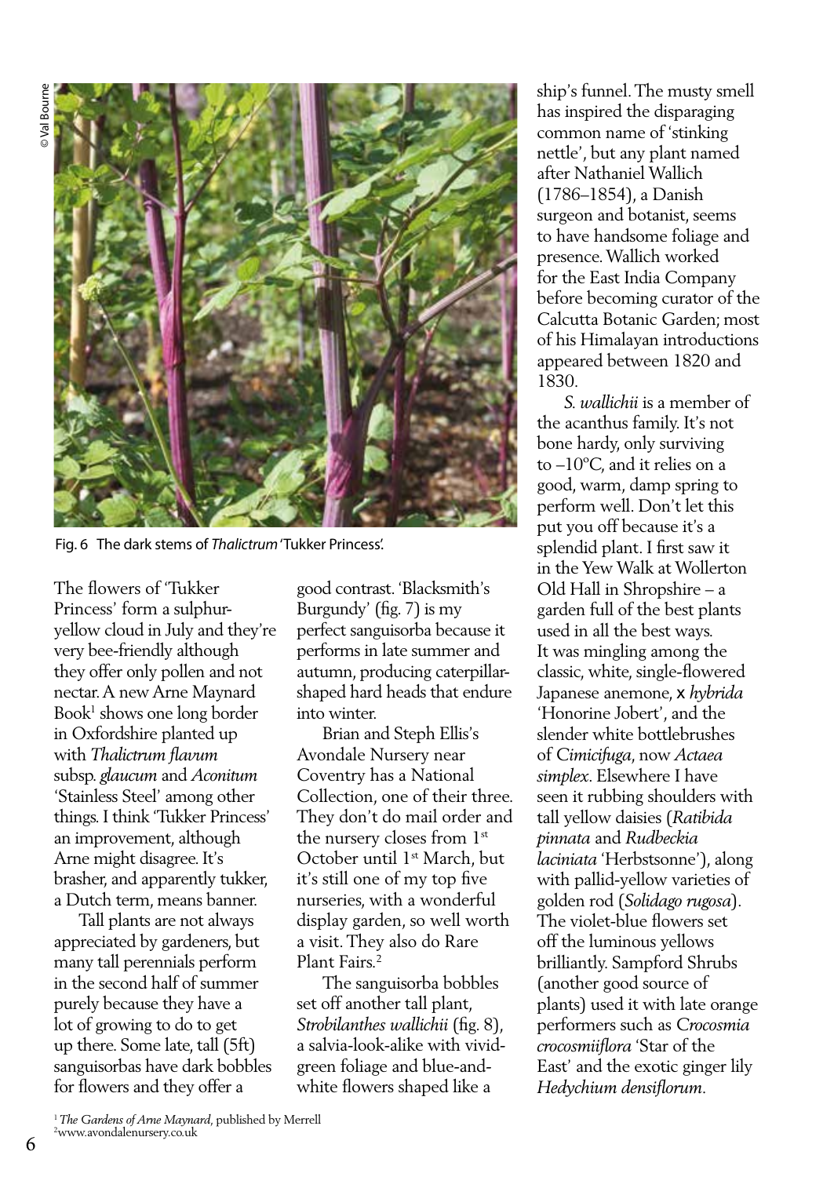© Val Bourne

Fig. 6 The dark stems of *Thalictrum* 'Tukker Princess'.

The flowers of 'Tukker Princess' form a sulphur-yellow cloud in July and they're very bee-friendly although they offer only pollen and not nectar. A new Arne Maynard Book[1] shows one long border in Oxfordshire planted up with *Thalictrum flavum* subsp. *glaucum* and *Aconitum* 'Stainless Steel' among other things. I think 'Tukker Princess' an improvement, although Arne might disagree. It's brasher, and apparently tukker, a Dutch term, means banner.

Tall plants are not always appreciated by gardeners, but many tall perennials perform in the second half of summer purely because they have a lot of growing to do to get up there. Some late, tall (5ft) sanguisorbas have dark bobbles for flowers and they offer a good contrast. 'Blacksmith's Burgundy' (fig. 7) is my perfect sanguisorba because it performs in late summer and autumn, producing caterpillar-shaped hard heads that endure into winter.

Brian and Steph Ellis's Avondale Nursery near Coventry has a National Collection, one of their three. They don't do mail order and the nursery closes from 1st October until 1st March, but it's still one of my top five nurseries, with a wonderful display garden, so well worth a visit. They also do Rare Plant Fairs.[2]

The sanguisorba bobbles set off another tall plant, *Strobilanthes wallichii* (fig. 8), a salvia-look-alike with vivid-green foliage and blue-and-white flowers shaped like a ship's funnel. The musty smell has inspired the disparaging common name of 'stinking nettle', but any plant named after Nathaniel Wallich (1786–1854), a Danish surgeon and botanist, seems to have handsome foliage and presence. Wallich worked for the East India Company before becoming curator of the Calcutta Botanic Garden; most of his Himalayan introductions appeared between 1820 and 1830.

*S. wallichii* is a member of the acanthus family. It's not bone hardy, only surviving to –10°C, and it relies on a good, warm, damp spring to perform well. Don't let this put you off because it's a splendid plant. I first saw it in the Yew Walk at Wollerton Old Hall in Shropshire – a garden full of the best plants used in all the best ways. It was mingling among the classic, white, single-flowered Japanese anemone, x *hybrida* 'Honorine Jobert', and the slender white bottlebrushes of *Cimicifuga*, now *Actaea simplex*. Elsewhere I have seen it rubbing shoulders with tall yellow daisies (*Ratibida pinnata* and *Rudbeckia laciniata* 'Herbstsonne'), along with pallid-yellow varieties of golden rod (*Solidago rugosa*). The violet-blue flowers set off the luminous yellows brilliantly. Sampford Shrubs (another good source of plants) used it with late orange performers such as *Crocosmia crocosmiiflora* 'Star of the East' and the exotic ginger lily *Hedychium densiflorum*.

[1] *The Gardens of Arne Maynard*, published by Merrell
[2] www.avondalenursery.co.uk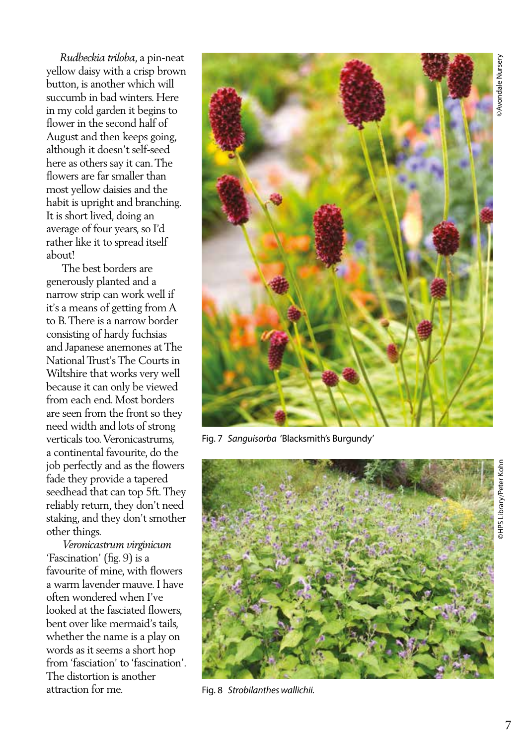*Rudbeckia triloba*, a pin-neat yellow daisy with a crisp brown button, is another which will succumb in bad winters. Here in my cold garden it begins to flower in the second half of August and then keeps going, although it doesn't self-seed here as others say it can. The flowers are far smaller than most yellow daisies and the habit is upright and branching. It is short lived, doing an average of four years, so I'd rather like it to spread itself about!

The best borders are generously planted and a narrow strip can work well if it's a means of getting from A to B. There is a narrow border consisting of hardy fuchsias and Japanese anemones at The National Trust's The Courts in Wiltshire that works very well because it can only be viewed from each end. Most borders are seen from the front so they need width and lots of strong verticals too. Veronicastrums, a continental favourite, do the job perfectly and as the flowers fade they provide a tapered seedhead that can top 5ft. They reliably return, they don't need staking, and they don't smother other things.

*Veronicastrum virginicum* 'Fascination' (fig. 9) is a favourite of mine, with flowers a warm lavender mauve. I have often wondered when I've looked at the fasciated flowers, bent over like mermaid's tails, whether the name is a play on words as it seems a short hop from 'fasciation' to 'fascination'. The distortion is another attraction for me.

©Avondale Nursery

Fig. 7 *Sanguisorba* 'Blacksmith's Burgundy'

©HPS Library/Peter Kohn

Fig. 8 *Strobilanthes wallichii.*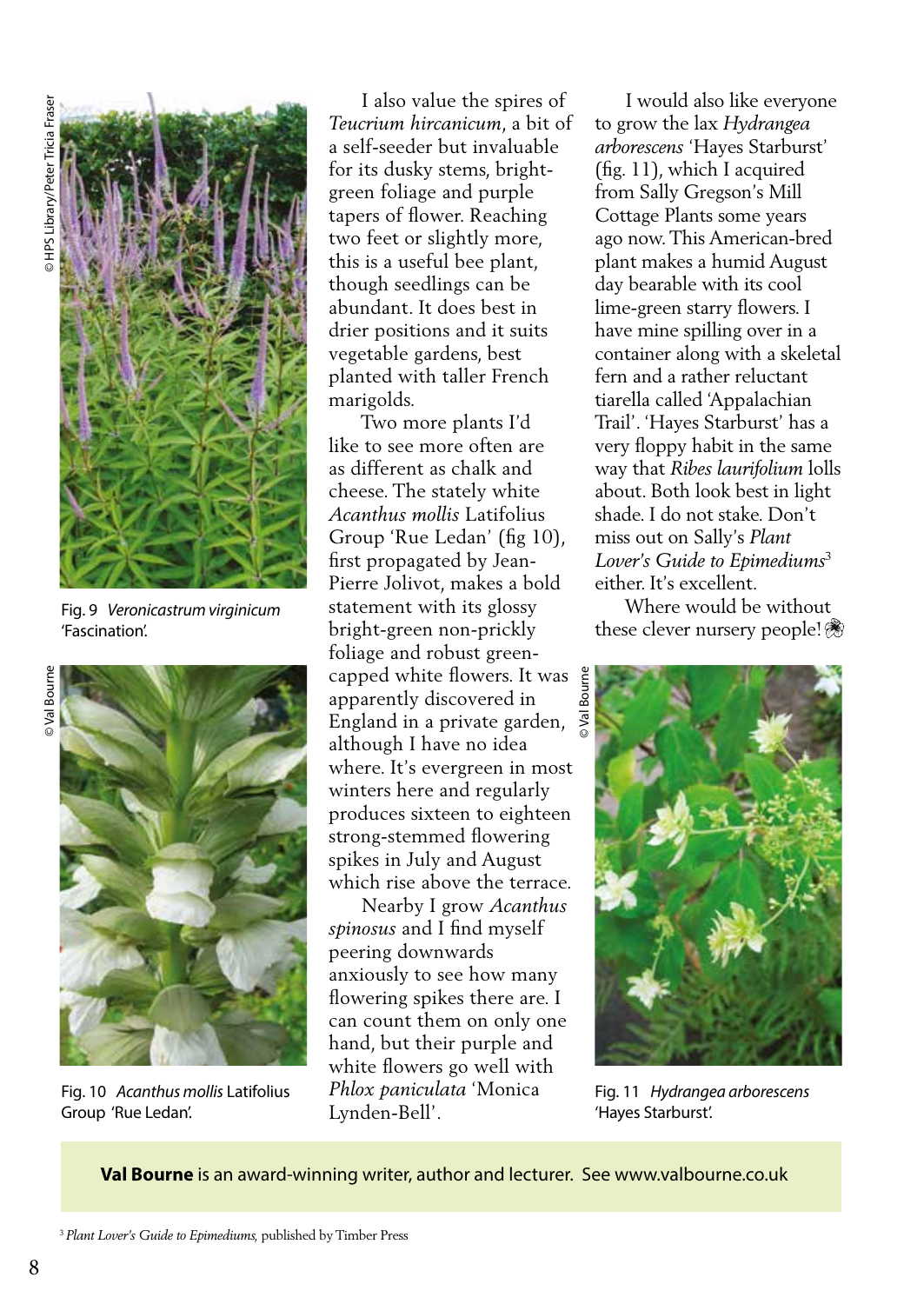Fig. 9 *Veronicastrum virginicum* 'Fascination'.

Fig. 10 *Acanthus mollis* Latifolius Group 'Rue Ledan'.

I also value the spires of *Teucrium hircanicum*, a bit of a self-seeder but invaluable for its dusky stems, bright-green foliage and purple tapers of flower. Reaching two feet or slightly more, this is a useful bee plant, though seedlings can be abundant. It does best in drier positions and it suits vegetable gardens, best planted with taller French marigolds.

Two more plants I'd like to see more often are as different as chalk and cheese. The stately white *Acanthus mollis* Latifolius Group 'Rue Ledan' (fig 10), first propagated by Jean-Pierre Jolivot, makes a bold statement with its glossy bright-green non-prickly foliage and robust green-capped white flowers. It was apparently discovered in England in a private garden, although I have no idea where. It's evergreen in most winters here and regularly produces sixteen to eighteen strong-stemmed flowering spikes in July and August which rise above the terrace.

Nearby I grow *Acanthus spinosus* and I find myself peering downwards anxiously to see how many flowering spikes there are. I can count them on only one hand, but their purple and white flowers go well with *Phlox paniculata* 'Monica Lynden-Bell'.

I would also like everyone to grow the lax *Hydrangea arborescens* 'Hayes Starburst' (fig. 11), which I acquired from Sally Gregson's Mill Cottage Plants some years ago now. This American-bred plant makes a humid August day bearable with its cool lime-green starry flowers. I have mine spilling over in a container along with a skeletal fern and a rather reluctant tiarella called 'Appalachian Trail'. 'Hayes Starburst' has a very floppy habit in the same way that *Ribes laurifolium* lolls about. Both look best in light shade. I do not stake. Don't miss out on Sally's *Plant Lover's Guide to Epimediums*[3] either. It's excellent.

Where would be without these clever nursery people!

Fig. 11 *Hydrangea arborescens* 'Hayes Starburst'.

**Val Bourne** is an award-winning writer, author and lecturer. See www.valbourne.co.uk

[3] *Plant Lover's Guide to Epimediums*, published by Timber Press